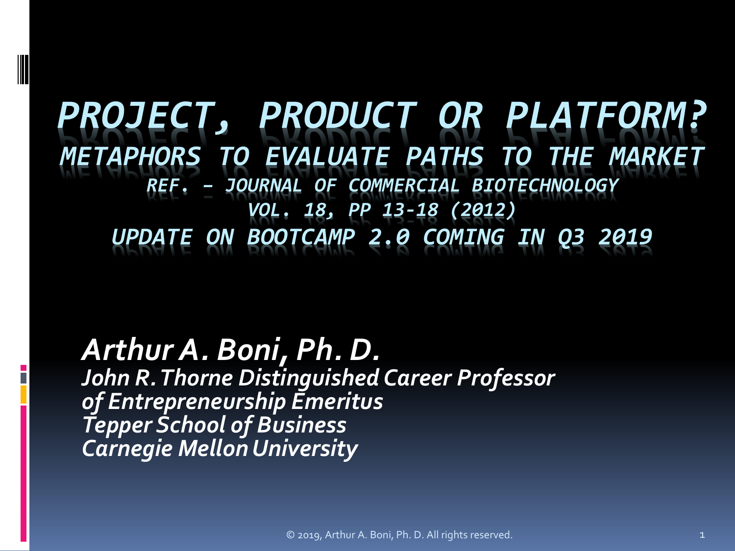# *PROJECT, PRODUCT OR PLATFORM?*

## *METAPHORS TO EVALUATE PATHS TO THE MARKET*

*REF. – JOURNAL OF COMMERCIAL BIOTECHNOLOGY*

*VOL. 18, PP 13-18 (2012)*

*UPDATE ON BOOTCAMP 2.0 COMING IN Q3 2019*

***Arthur A. Boni, Ph. D.***

***John R. Thorne Distinguished Career Professor of Entrepreneurship Emeritus***

***Tepper School of Business***

***Carnegie Mellon University***

© 2019, Arthur A. Boni, Ph. D. All rights reserved.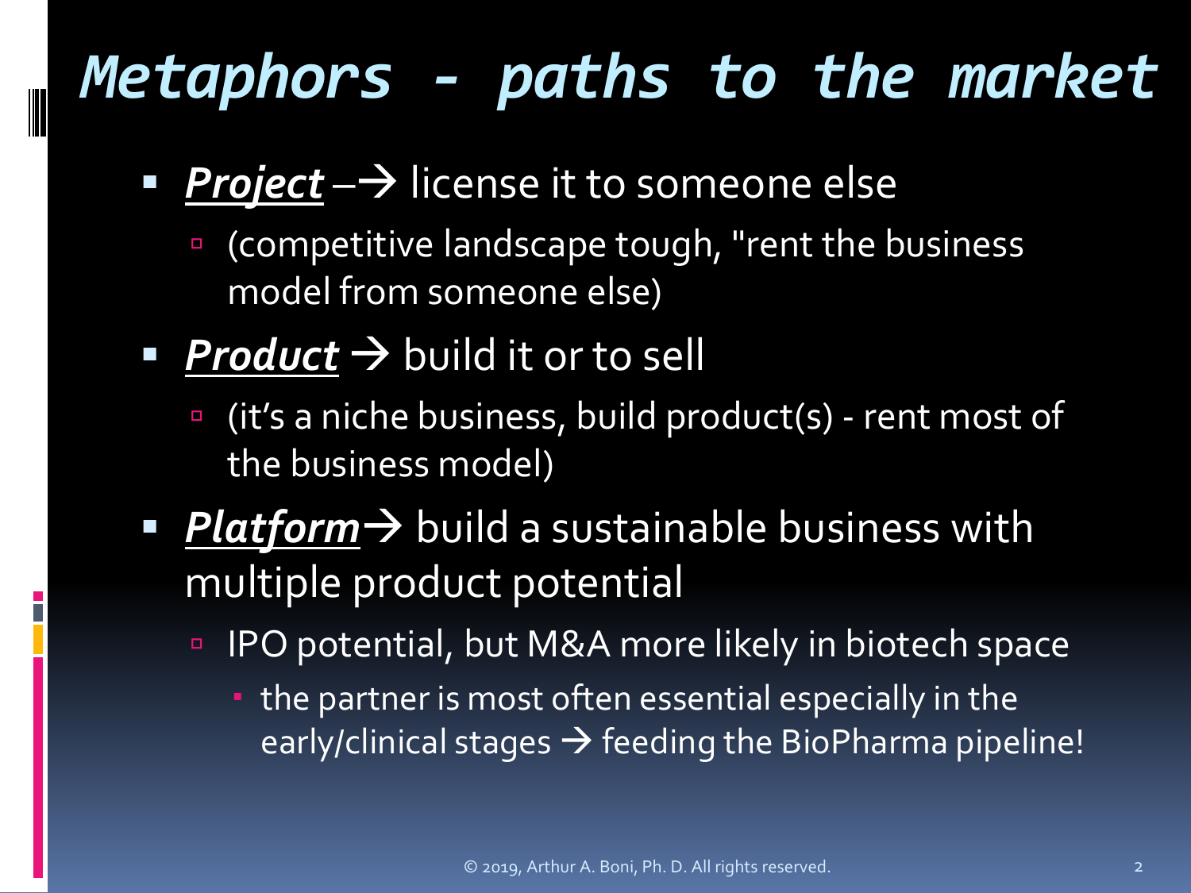# Metaphors - paths to the market

- ***Project*** –→ license it to someone else
  - (competitive landscape tough, "rent the business model from someone else)
- ***Product*** → build it or to sell
  - (it's a niche business, build product(s) - rent most of the business model)
- ***Platform***→ build a sustainable business with multiple product potential
  - IPO potential, but M&A more likely in biotech space
    - the partner is most often essential especially in the early/clinical stages → feeding the BioPharma pipeline!

© 2019, Arthur A. Boni, Ph. D. All rights reserved.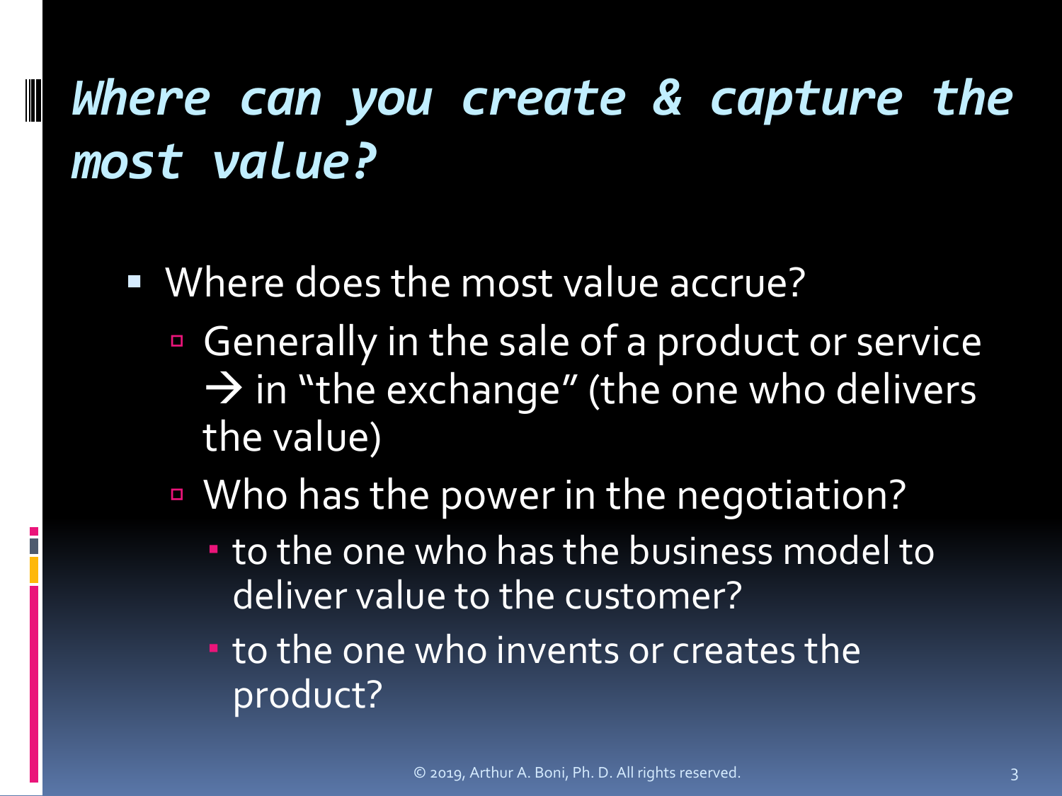# *Where can you create & capture the most value?*

- Where does the most value accrue?
  - Generally in the sale of a product or service → in "the exchange" (the one who delivers the value)
  - Who has the power in the negotiation?
    - to the one who has the business model to deliver value to the customer?
    - to the one who invents or creates the product?

© 2019, Arthur A. Boni, Ph. D. All rights reserved.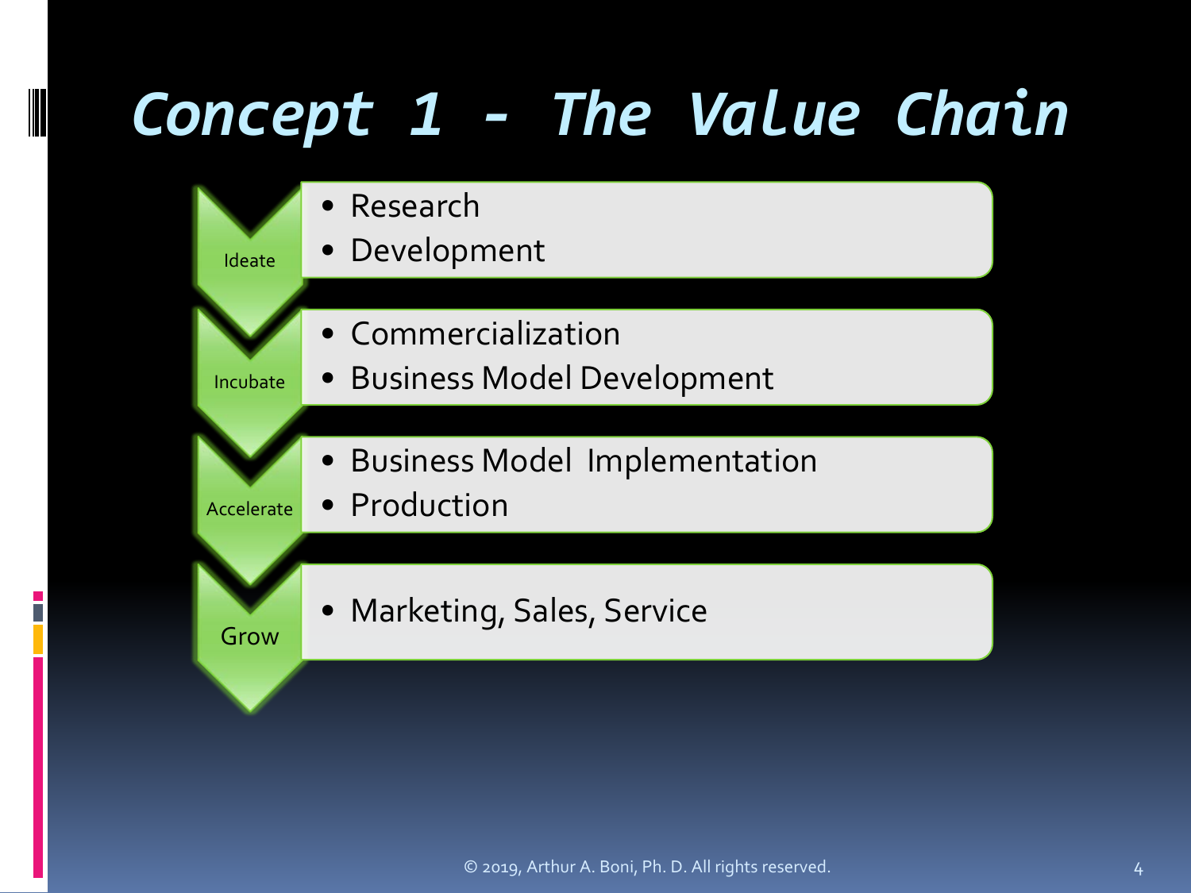# Concept 1 - The Value Chain

**Ideate**
- Research
- Development

**Incubate**
- Commercialization
- Business Model Development

**Accelerate**
- Business Model Implementation
- Production

**Grow**
- Marketing, Sales, Service

© 2019, Arthur A. Boni, Ph. D. All rights reserved.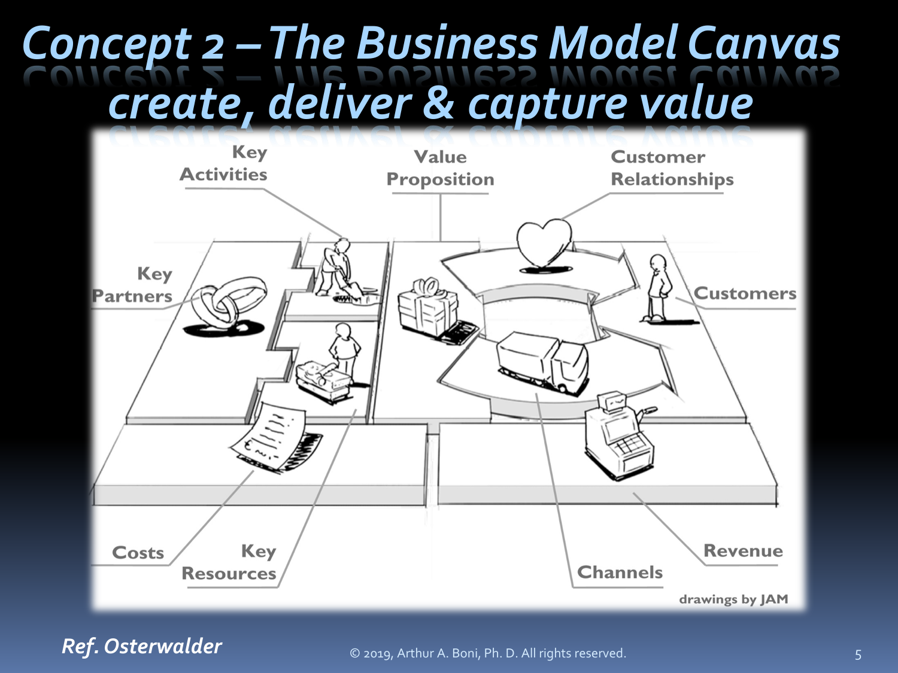# Concept 2 – The Business Model Canvas create, deliver & capture value

Key Activities

Value Proposition

Customer Relationships

Key Partners

Customers

Costs

Key Resources

Channels

Revenue

drawings by JAM

*Ref. Osterwalder*

© 2019, Arthur A. Boni, Ph. D. All rights reserved.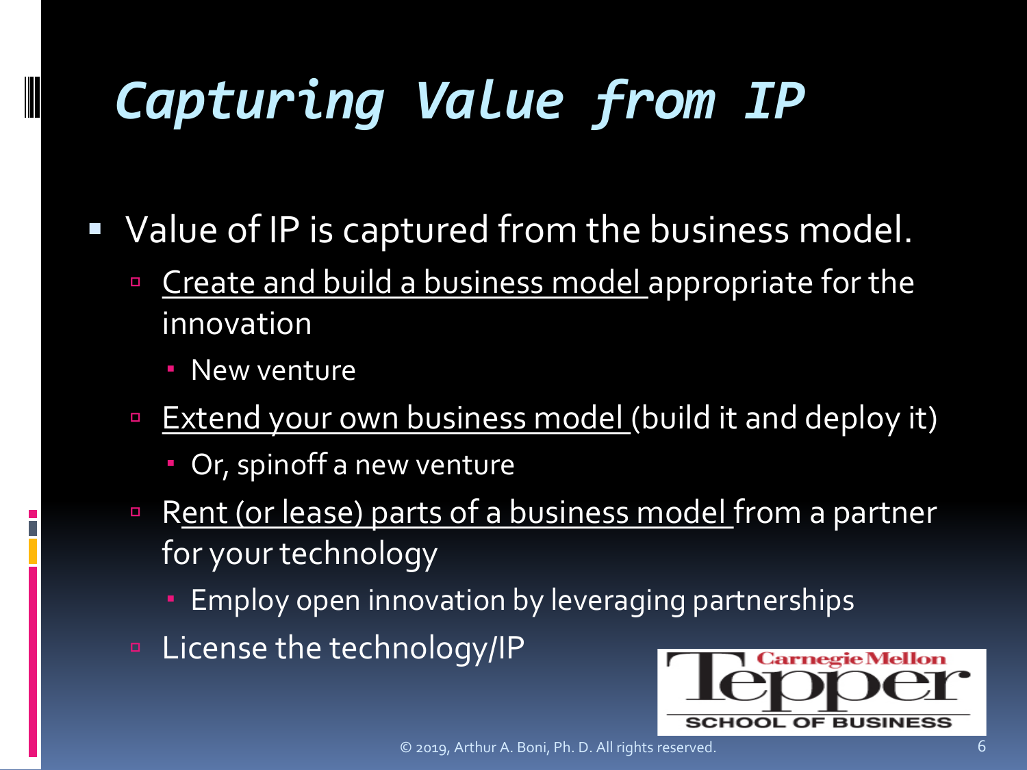# Capturing Value from IP

- Value of IP is captured from the business model.
  - Create and build a business model appropriate for the innovation
    - New venture
  - Extend your own business model (build it and deploy it)
    - Or, spinoff a new venture
  - Rent (or lease) parts of a business model from a partner for your technology
    - Employ open innovation by leveraging partnerships
  - License the technology/IP

Carnegie Mellon Tepper School of Business

© 2019, Arthur A. Boni, Ph. D. All rights reserved.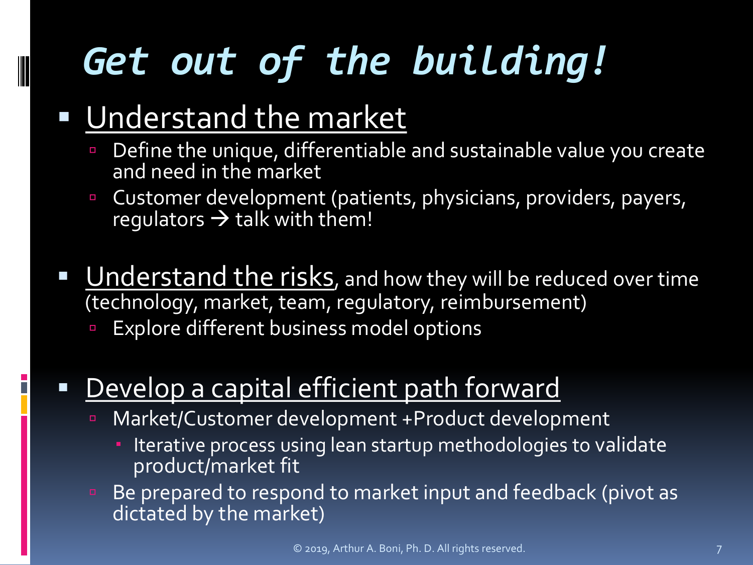# *Get out of the building!*

- <u>Understand the market</u>
  - Define the unique, differentiable and sustainable value you create and need in the market
  - Customer development (patients, physicians, providers, payers, regulators → talk with them!

- <u>Understand the risks</u>, and how they will be reduced over time (technology, market, team, regulatory, reimbursement)
  - Explore different business model options

- <u>Develop a capital efficient path forward</u>
  - Market/Customer development +Product development
    - Iterative process using lean startup methodologies to validate product/market fit
  - Be prepared to respond to market input and feedback (pivot as dictated by the market)

© 2019, Arthur A. Boni, Ph. D. All rights reserved.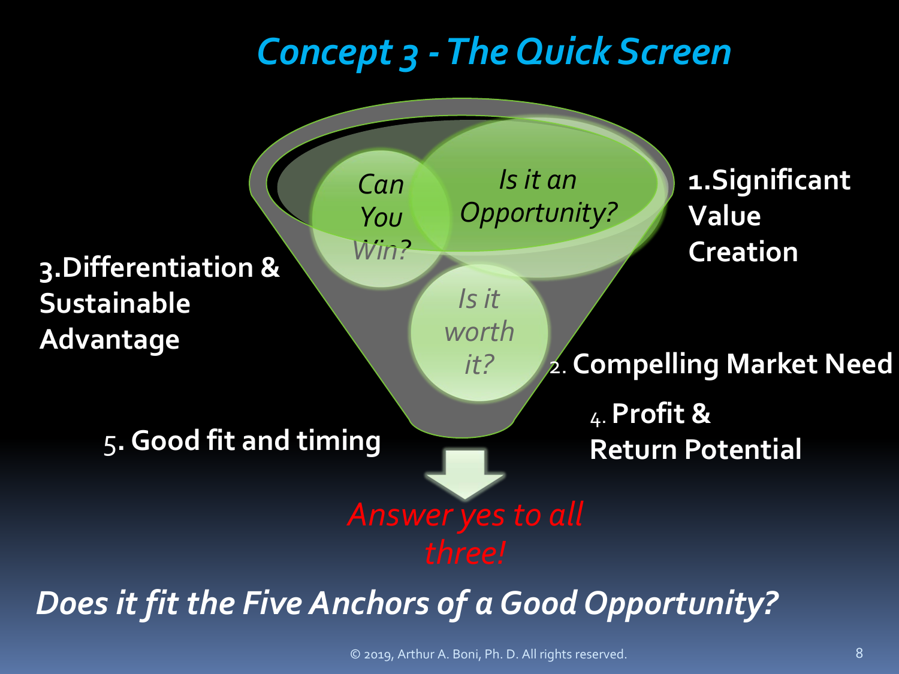# *Concept 3 - The Quick Screen*

*Can You Win?*

*Is it an Opportunity?*

*Is it worth it?*

**1. Significant Value Creation**

**2. Compelling Market Need**

**3. Differentiation & Sustainable Advantage**

**4. Profit & Return Potential**

**5. Good fit and timing**

*Answer yes to all three!*

***Does it fit the Five Anchors of a Good Opportunity?***

© 2019, Arthur A. Boni, Ph. D. All rights reserved.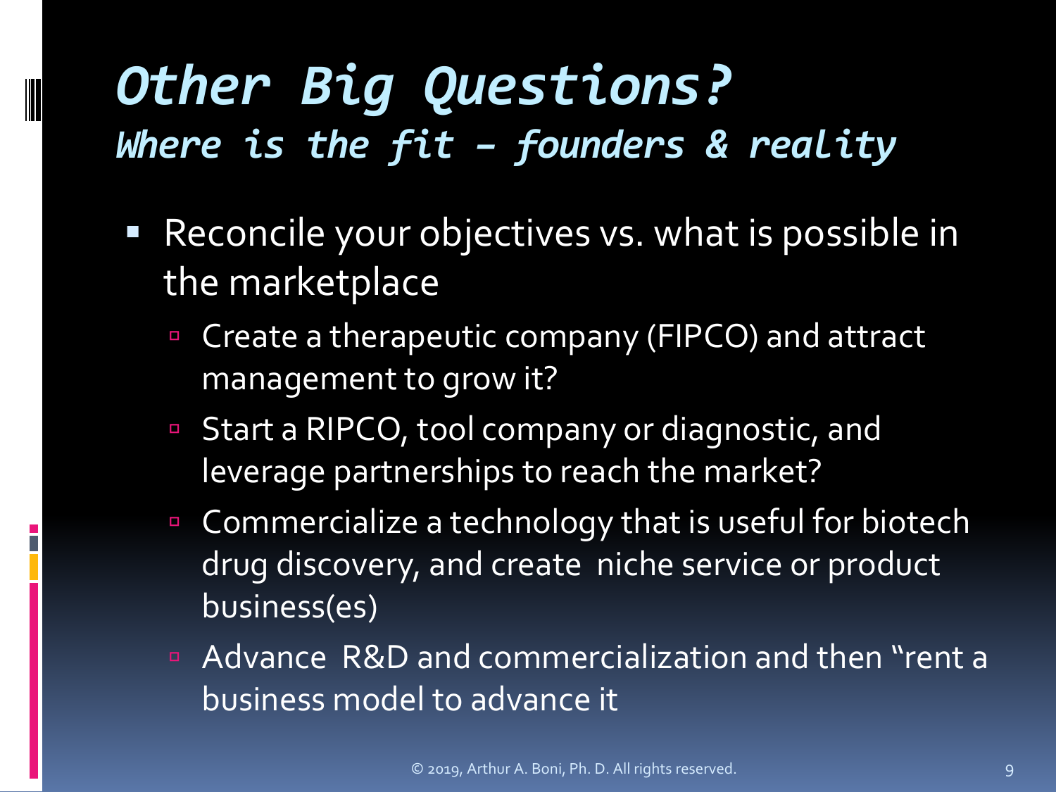# *Other Big Questions?*

## *Where is the fit – founders & reality*

- Reconcile your objectives vs. what is possible in the marketplace
  - Create a therapeutic company (FIPCO) and attract management to grow it?
  - Start a RIPCO, tool company or diagnostic, and leverage partnerships to reach the market?
  - Commercialize a technology that is useful for biotech drug discovery, and create niche service or product business(es)
  - Advance R&D and commercialization and then "rent a business model to advance it

© 2019, Arthur A. Boni, Ph. D. All rights reserved.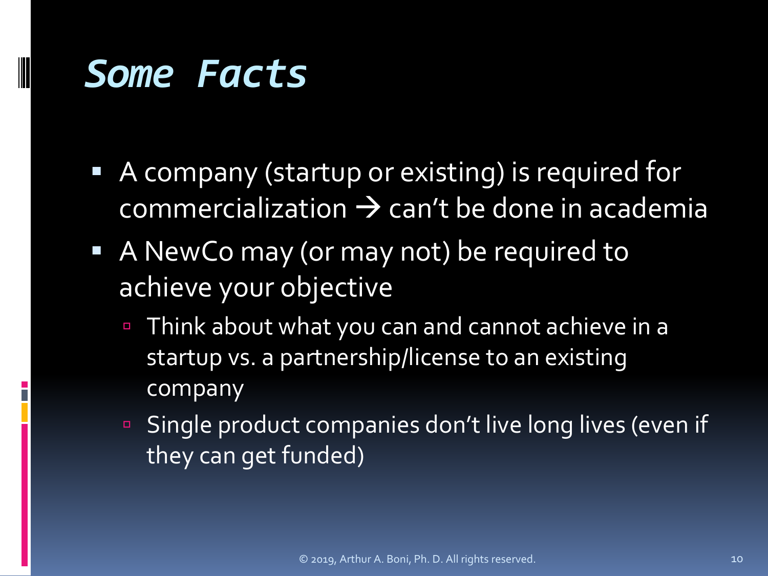# *Some Facts*

- A company (startup or existing) is required for commercialization → can't be done in academia
- A NewCo may (or may not) be required to achieve your objective
  - Think about what you can and cannot achieve in a startup vs. a partnership/license to an existing company
  - Single product companies don't live long lives (even if they can get funded)

© 2019, Arthur A. Boni, Ph. D. All rights reserved.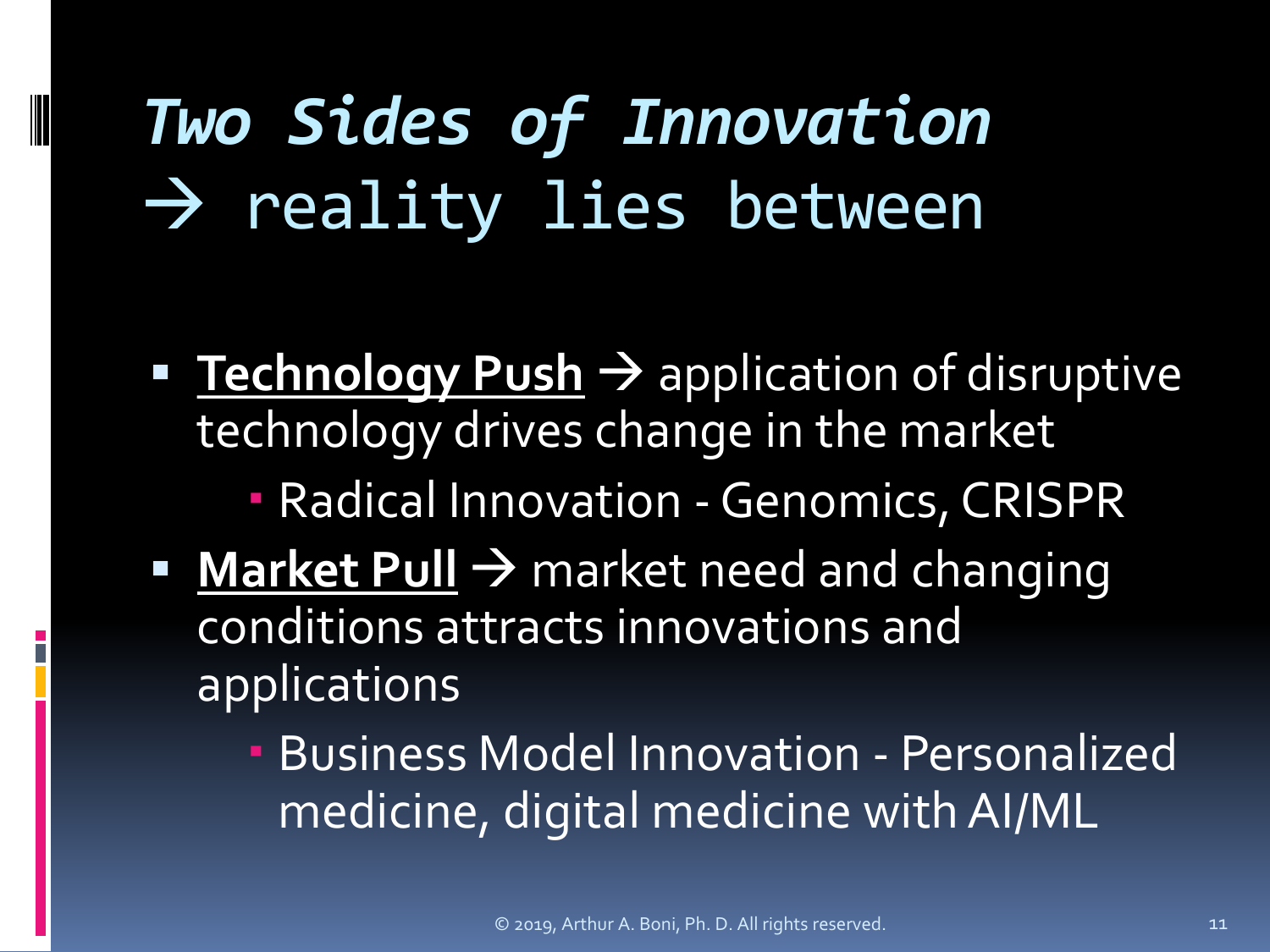# *Two Sides of Innovation* → reality lies between

- **Technology Push** → application of disruptive technology drives change in the market
  - Radical Innovation - Genomics, CRISPR
- **Market Pull** → market need and changing conditions attracts innovations and applications
  - Business Model Innovation - Personalized medicine, digital medicine with AI/ML

© 2019, Arthur A. Boni, Ph. D. All rights reserved.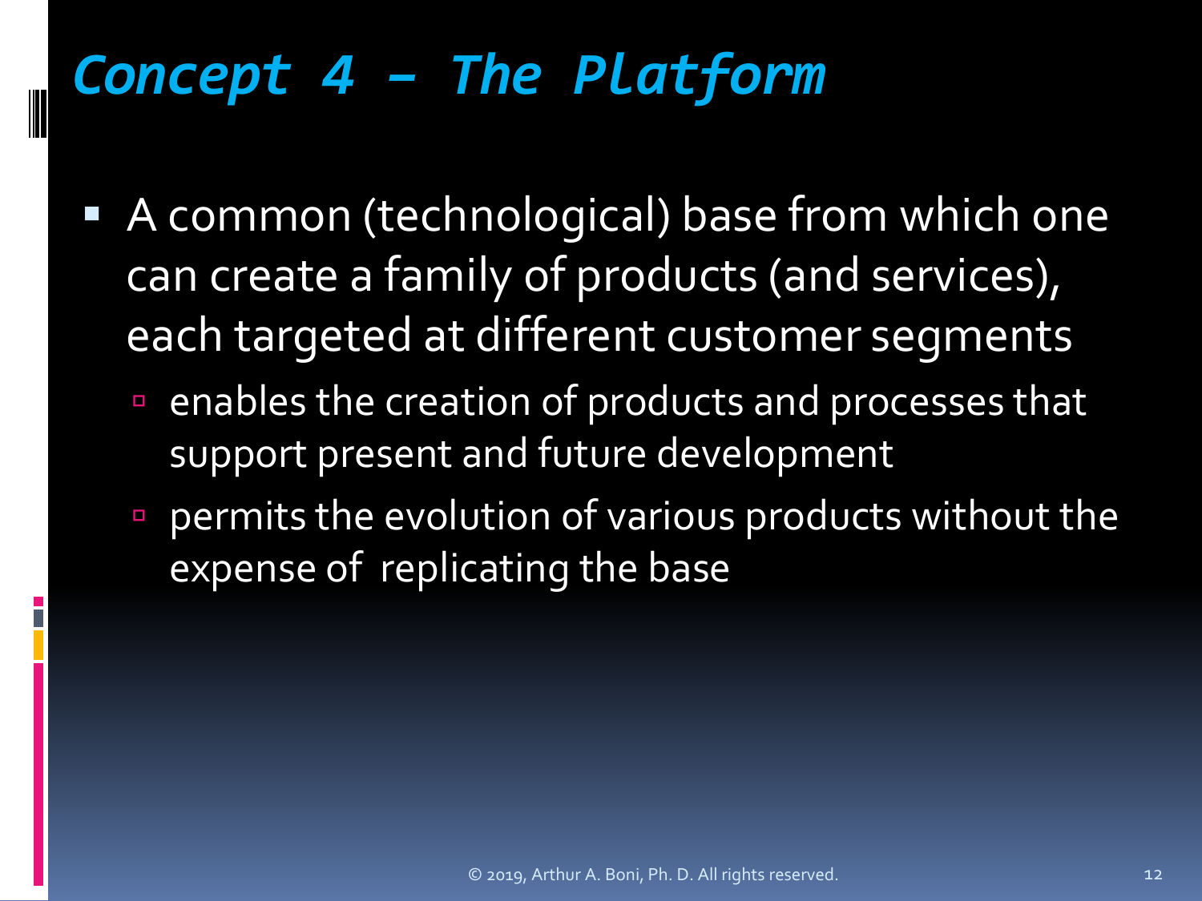# *Concept 4 – The Platform*

- A common (technological) base from which one can create a family of products (and services), each targeted at different customer segments
  - enables the creation of products and processes that support present and future development
  - permits the evolution of various products without the expense of replicating the base

© 2019, Arthur A. Boni, Ph. D. All rights reserved.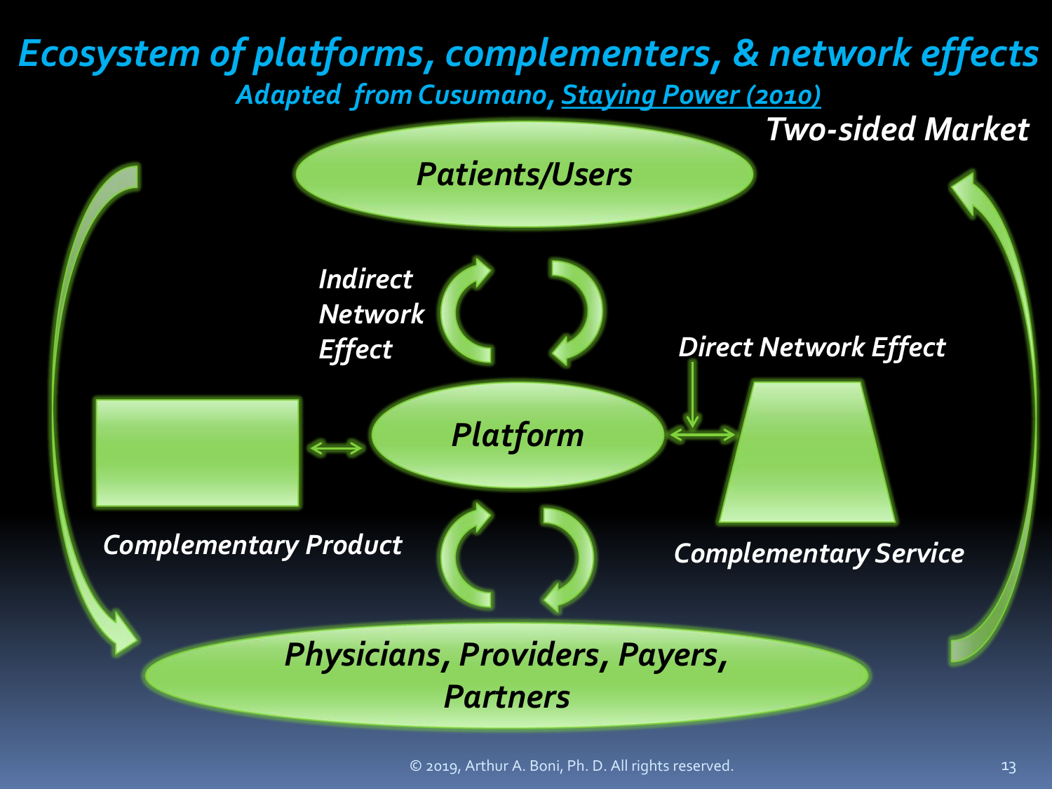# Ecosystem of platforms, complementers, & network effects

*Adapted from Cusumano, Staying Power (2010)*

*Two-sided Market*

*Patients/Users*

*Indirect Network Effect*

*Direct Network Effect*

*Platform*

*Complementary Product*

*Complementary Service*

*Physicians, Providers, Payers, Partners*

© 2019, Arthur A. Boni, Ph. D. All rights reserved.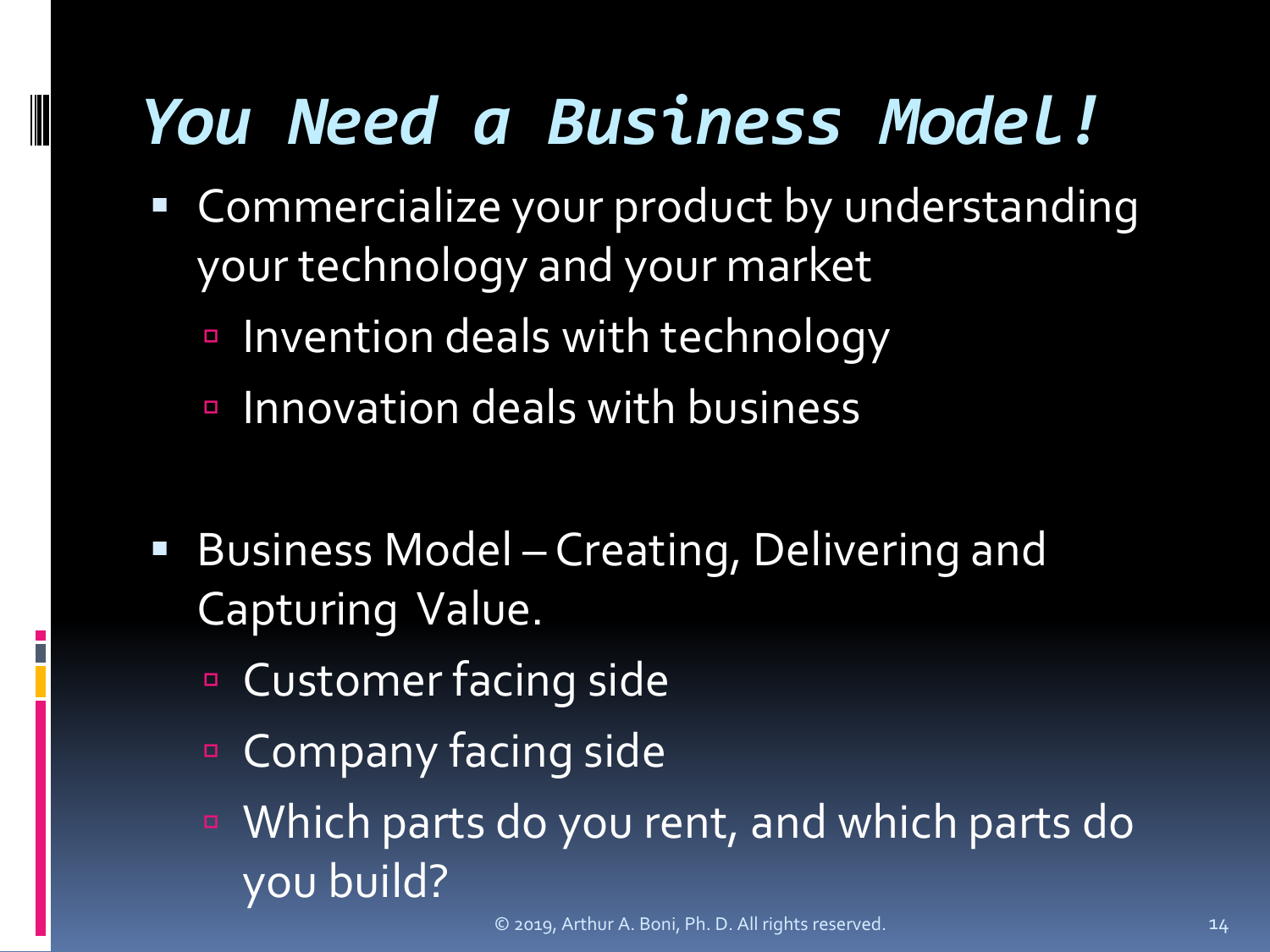# *You Need a Business Model!*

- Commercialize your product by understanding your technology and your market
  - Invention deals with technology
  - Innovation deals with business

- Business Model – Creating, Delivering and Capturing Value.
  - Customer facing side
  - Company facing side
  - Which parts do you rent, and which parts do you build?

© 2019, Arthur A. Boni, Ph. D. All rights reserved.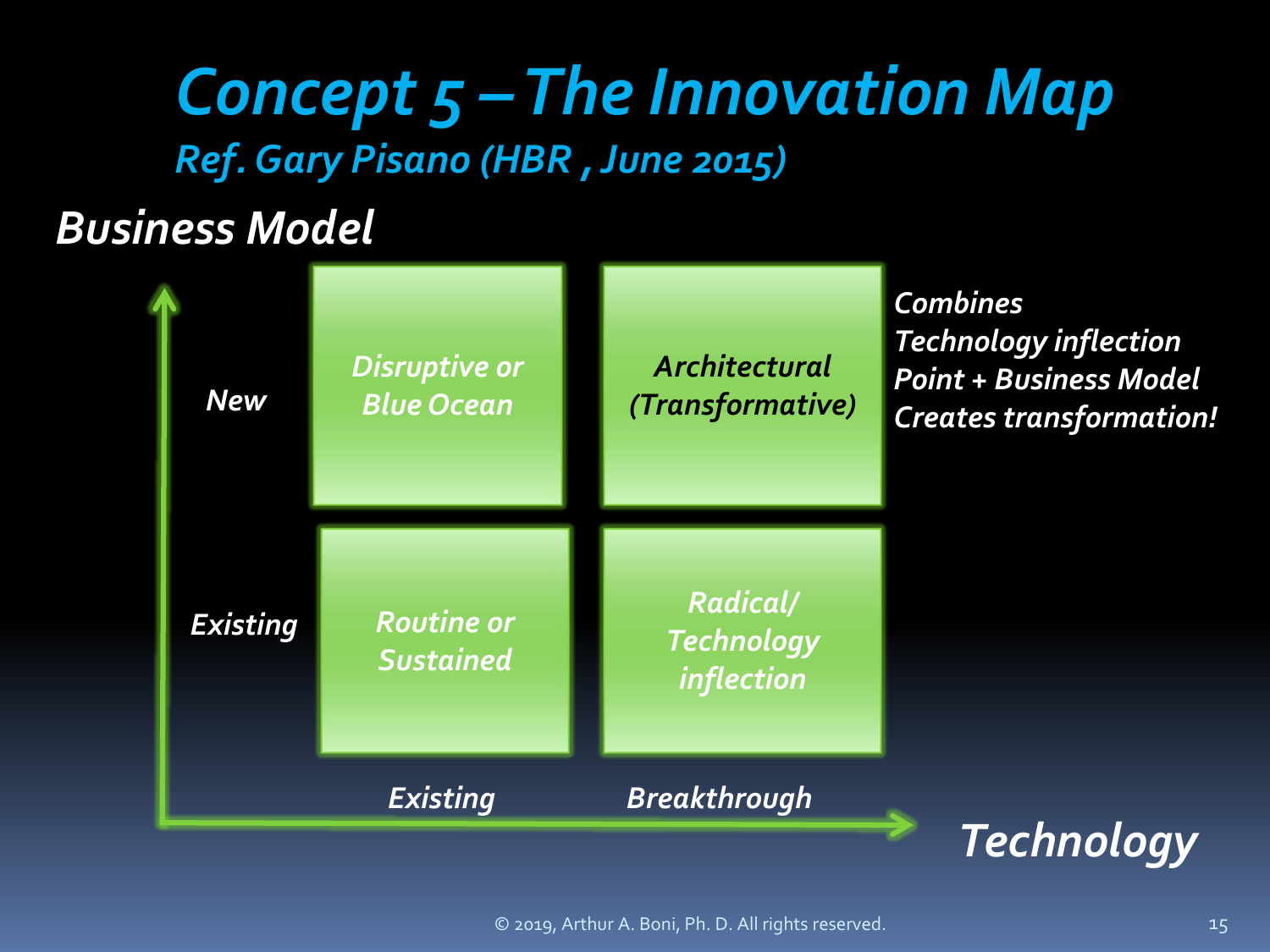# Concept 5 – The Innovation Map

*Ref. Gary Pisano (HBR , June 2015)*

| Business Model / Technology | Existing | Breakthrough |
| --- | --- | --- |
| **New** | *Disruptive or Blue Ocean* | *Architectural (Transformative)* |
| **Existing** | *Routine or Sustained* | *Radical/ Technology inflection* |

*Combines Technology inflection Point + Business Model Creates transformation!*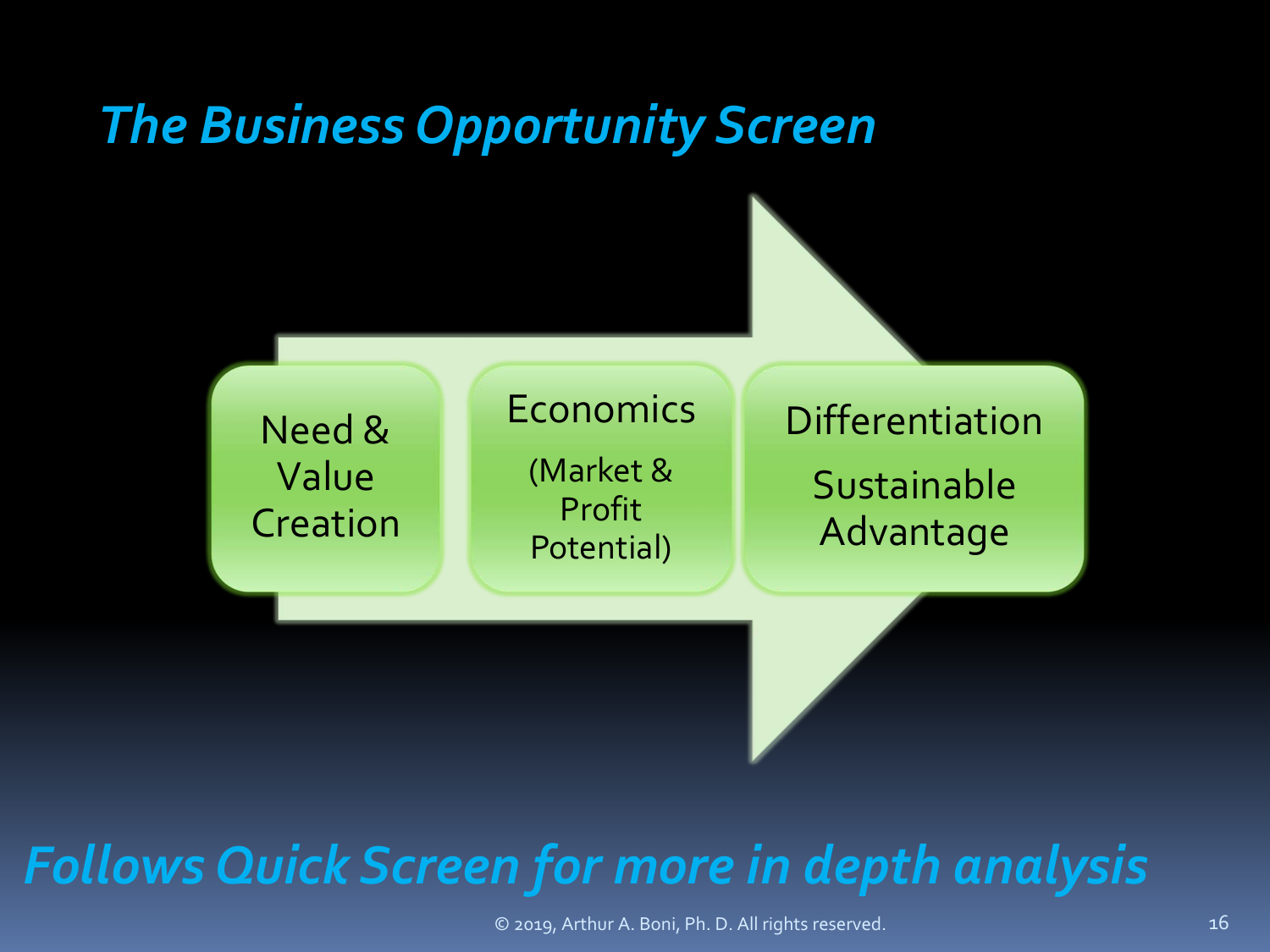# *The Business Opportunity Screen*

- Need & Value Creation
- Economics (Market & Profit Potential)
- Differentiation Sustainable Advantage

***Follows Quick Screen for more in depth analysis***

© 2019, Arthur A. Boni, Ph. D. All rights reserved.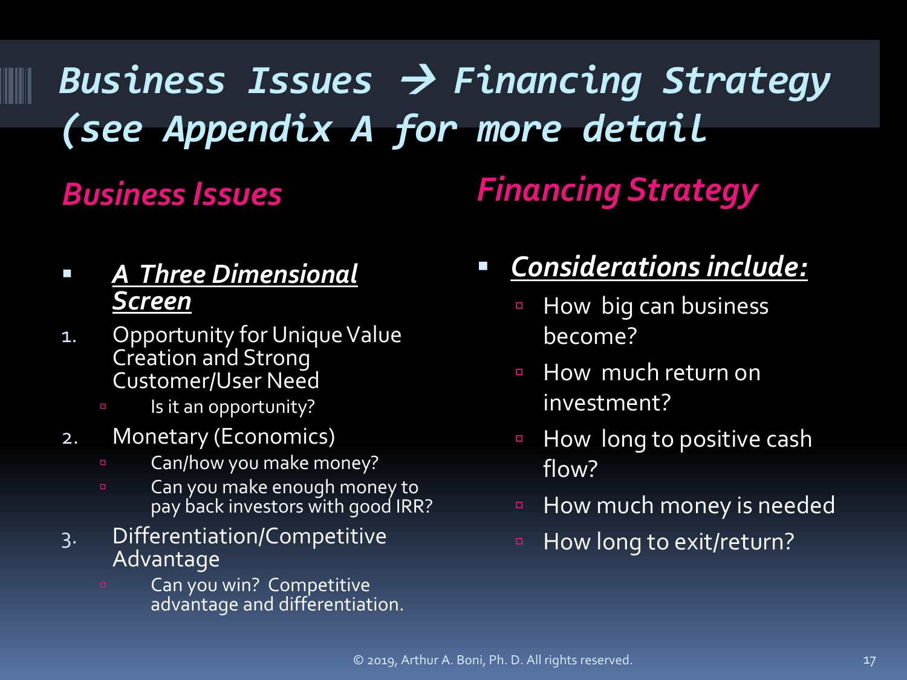# *Business Issues → Financing Strategy (see Appendix A for more detail*

## *Business Issues*

- ***A Three Dimensional Screen***

1. Opportunity for Unique Value Creation and Strong Customer/User Need
   - Is it an opportunity?
2. Monetary (Economics)
   - Can/how you make money?
   - Can you make enough money to pay back investors with good IRR?
3. Differentiation/Competitive Advantage
   - Can you win? Competitive advantage and differentiation.

## *Financing Strategy*

- ***Considerations include:***
  - How big can business become?
  - How much return on investment?
  - How long to positive cash flow?
  - How much money is needed
  - How long to exit/return?

© 2019, Arthur A. Boni, Ph. D. All rights reserved.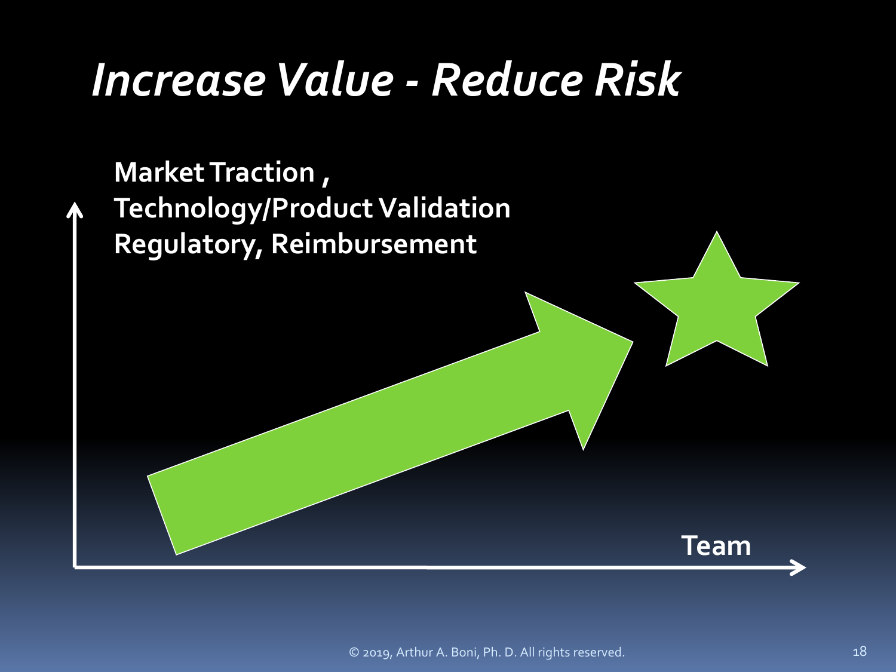# *Increase Value - Reduce Risk*

**Market Traction ,**
**Technology/Product Validation**
**Regulatory, Reimbursement**

**Team**

© 2019, Arthur A. Boni, Ph. D. All rights reserved.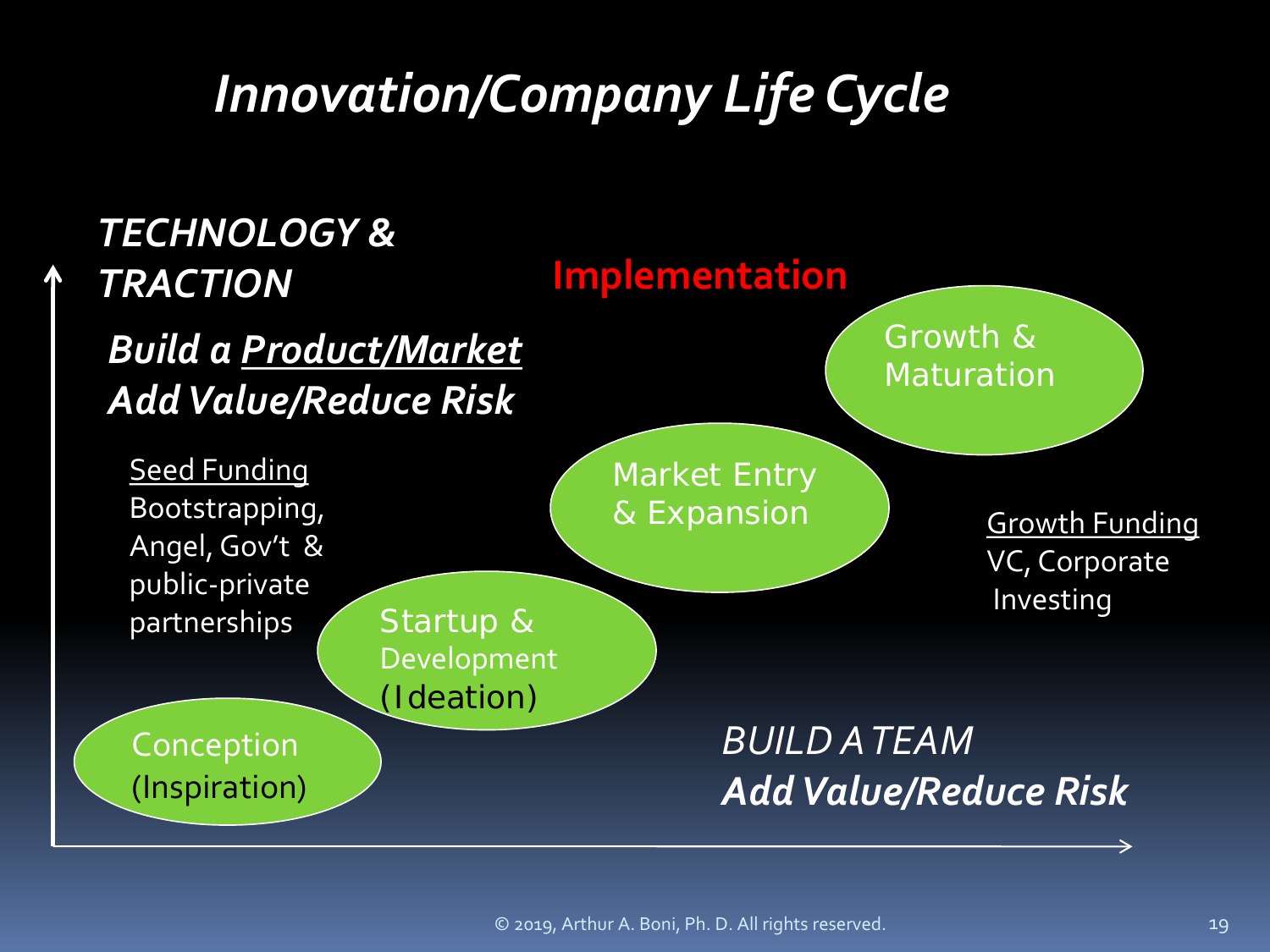# *Innovation/Company Life Cycle*

***TECHNOLOGY & TRACTION***

**Implementation**

***Build a Product/Market***
***Add Value/Reduce Risk***

Seed Funding
Bootstrapping, Angel, Gov't & public-private partnerships

Conception (Inspiration)

Startup & Development (Ideation)

Market Entry & Expansion

Growth & Maturation

Growth Funding
VC, Corporate Investing

*BUILD A TEAM*
***Add Value/Reduce Risk***

© 2019, Arthur A. Boni, Ph. D. All rights reserved.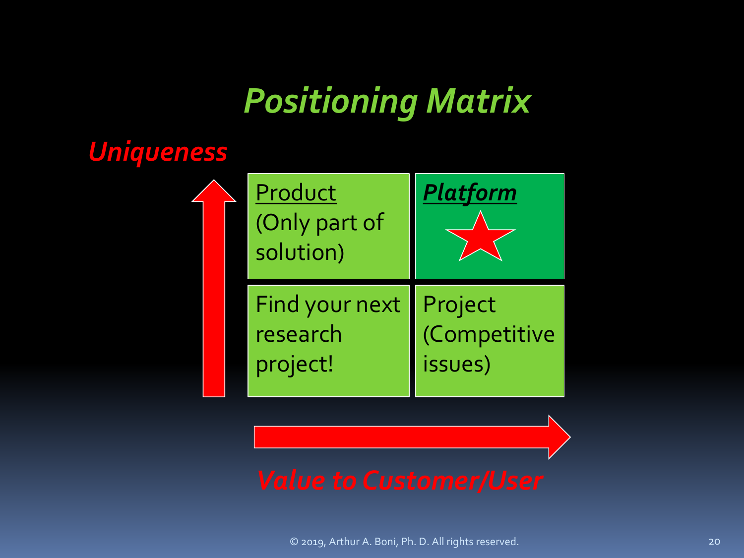# *Positioning Matrix*

*Uniqueness* ↑

| | |
|---|---|
| Product (Only part of solution) | ***Platform*** ★ |
| Find your next research project! | Project (Competitive issues) |

→ *Value to Customer/User*

© 2019, Arthur A. Boni, Ph. D. All rights reserved.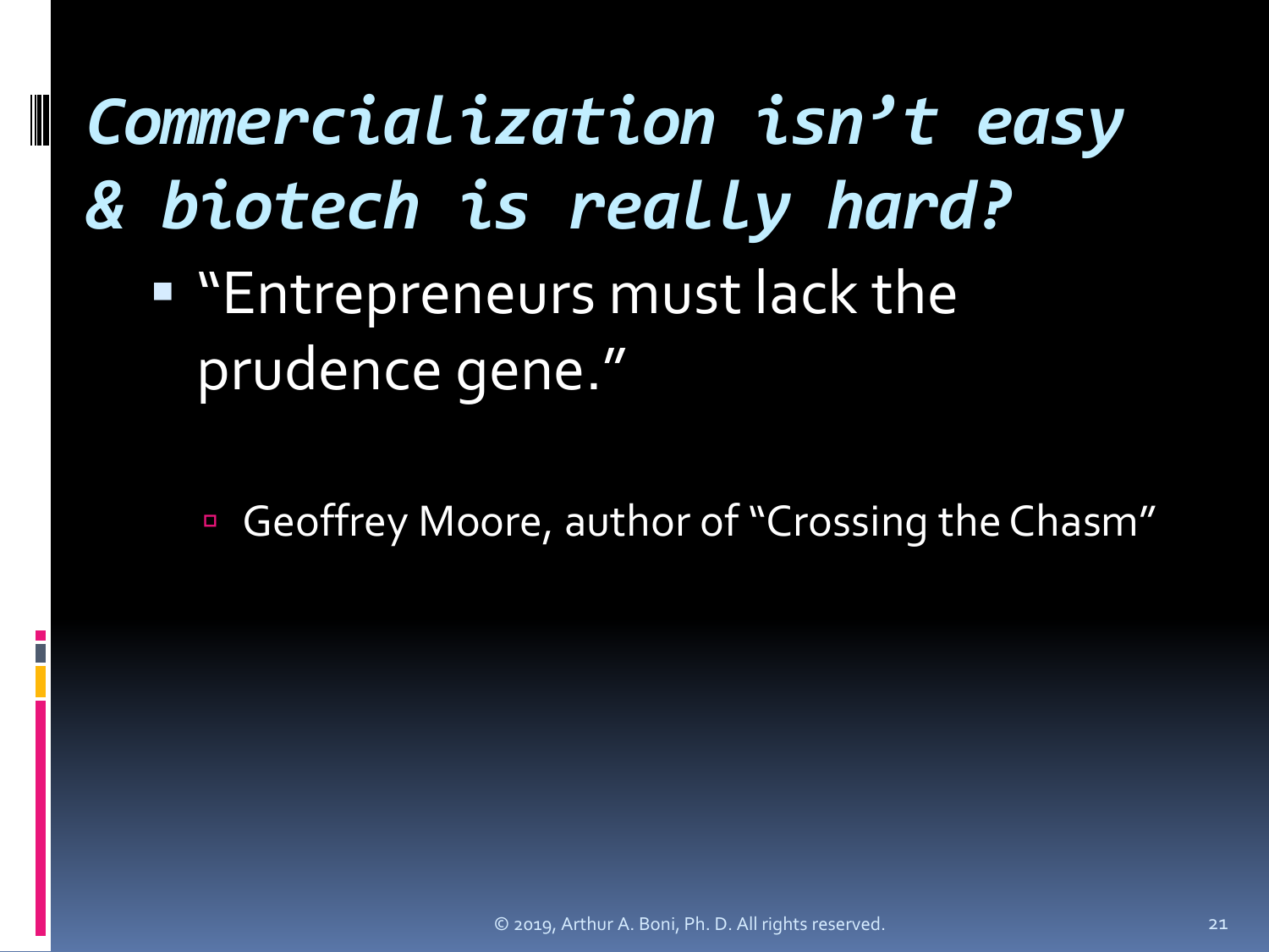# *Commercialization isn't easy & biotech is really hard?*

- "Entrepreneurs must lack the prudence gene."
  - Geoffrey Moore, author of "Crossing the Chasm"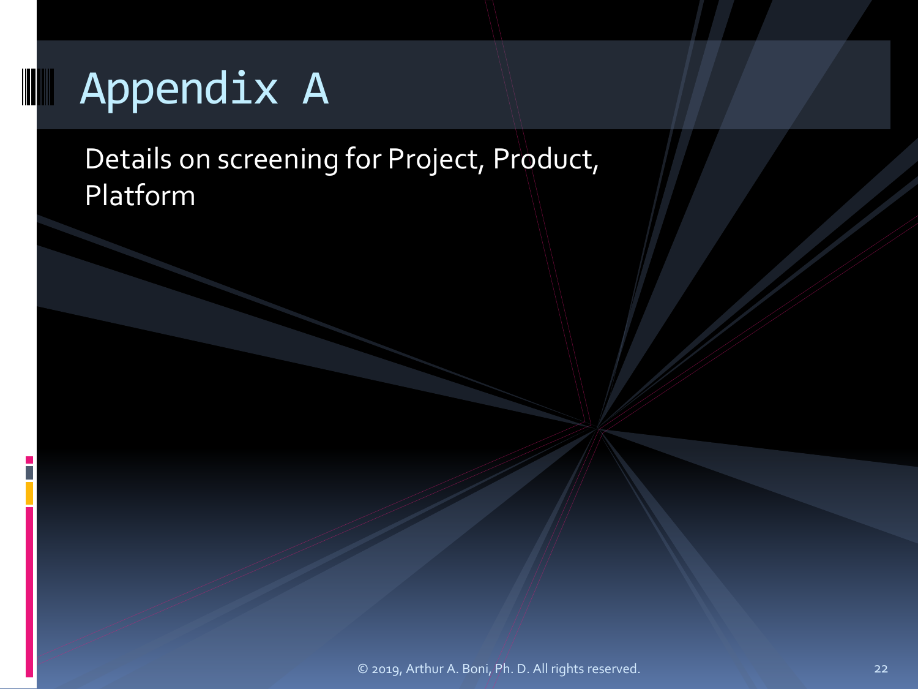# Appendix A

Details on screening for Project, Product, Platform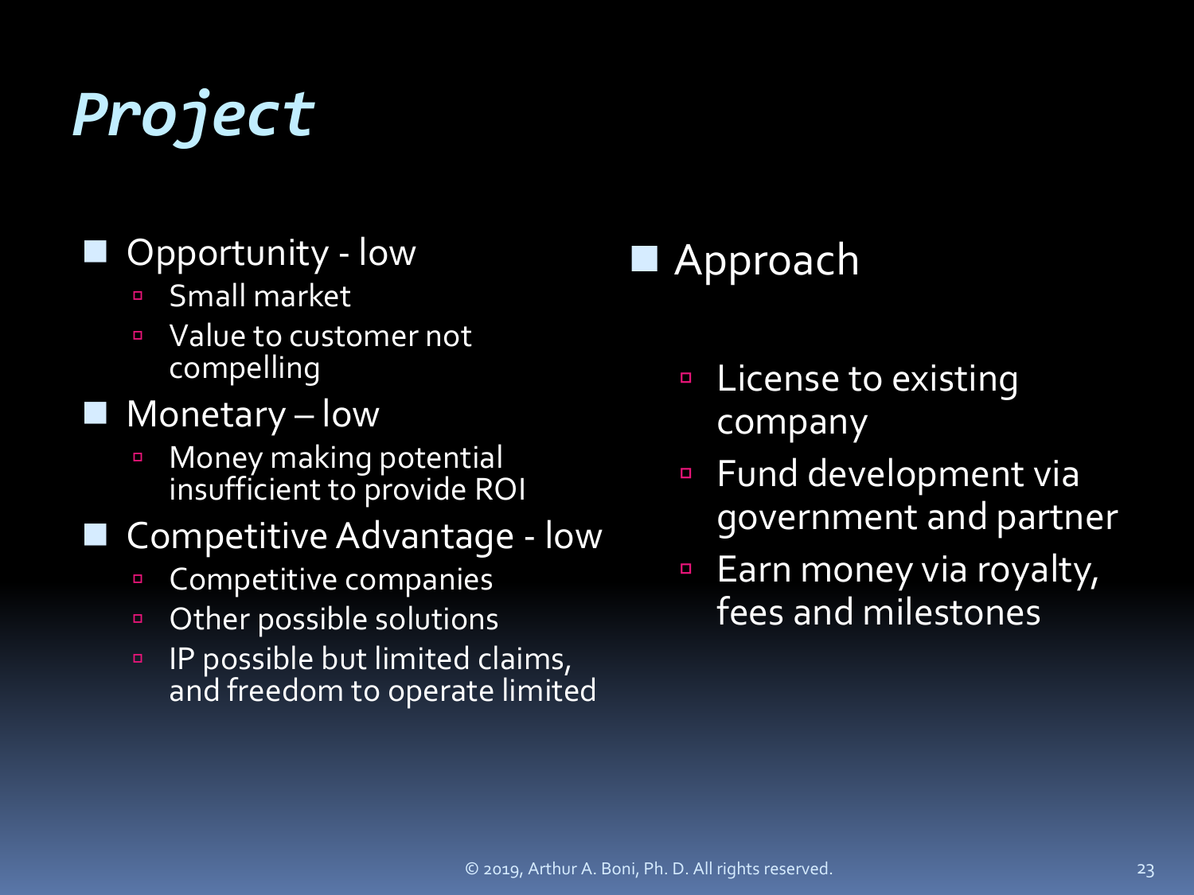# *Project*

- Opportunity - low
  - Small market
  - Value to customer not compelling
- Monetary – low
  - Money making potential insufficient to provide ROI
- Competitive Advantage - low
  - Competitive companies
  - Other possible solutions
  - IP possible but limited claims, and freedom to operate limited

- Approach
  - License to existing company
  - Fund development via government and partner
  - Earn money via royalty, fees and milestones

© 2019, Arthur A. Boni, Ph. D. All rights reserved.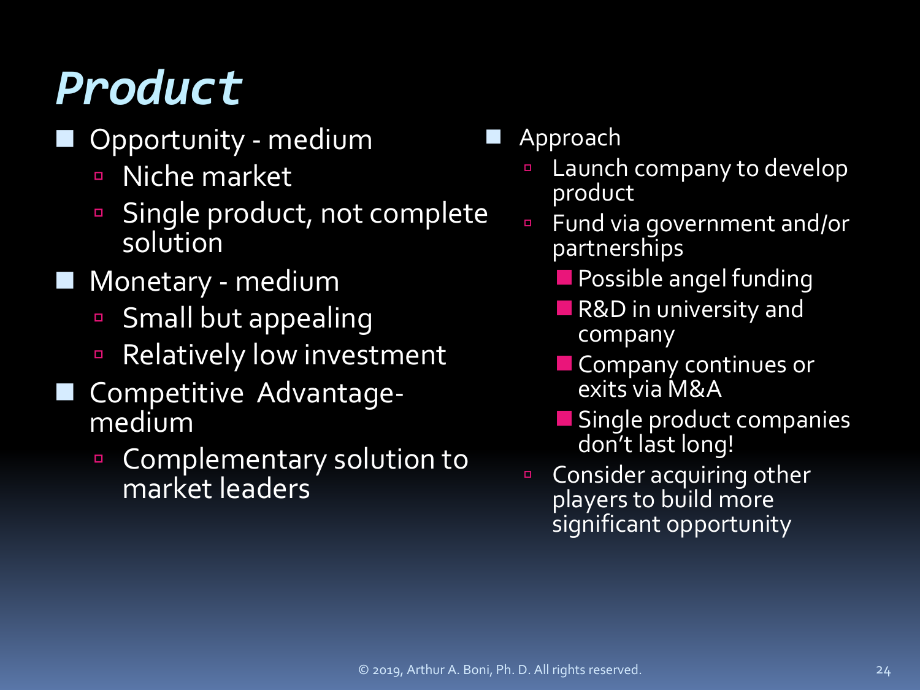# *Product*

- Opportunity - medium
  - Niche market
  - Single product, not complete solution
- Monetary - medium
  - Small but appealing
  - Relatively low investment
- Competitive Advantage- medium
  - Complementary solution to market leaders

- Approach
  - Launch company to develop product
  - Fund via government and/or partnerships
    - Possible angel funding
    - R&D in university and company
    - Company continues or exits via M&A
    - Single product companies don't last long!
  - Consider acquiring other players to build more significant opportunity

© 2019, Arthur A. Boni, Ph. D. All rights reserved.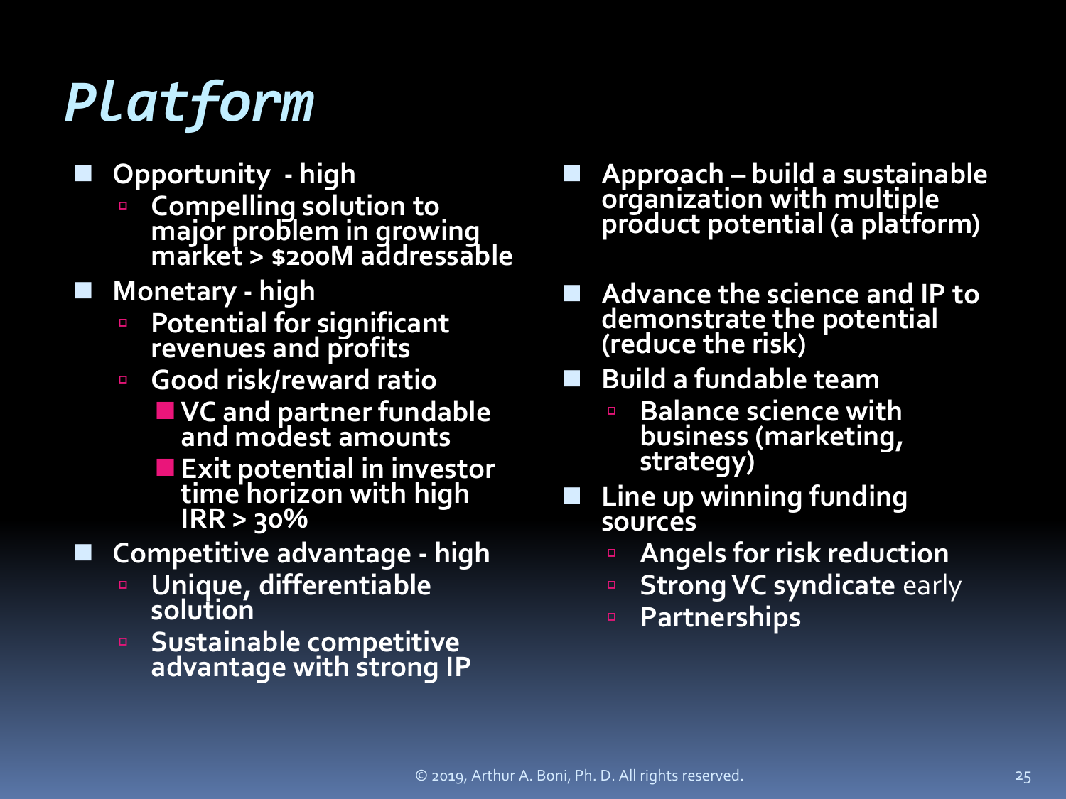# *Platform*

- Opportunity - high
  - Compelling solution to major problem in growing market > $200M addressable
- Monetary - high
  - Potential for significant revenues and profits
  - Good risk/reward ratio
    - VC and partner fundable and modest amounts
    - Exit potential in investor time horizon with high IRR > 30%
- Competitive advantage - high
  - Unique, differentiable solution
  - Sustainable competitive advantage with strong IP

- Approach – build a sustainable organization with multiple product potential (a platform)
- Advance the science and IP to demonstrate the potential (reduce the risk)
- Build a fundable team
  - Balance science with business (marketing, strategy)
- Line up winning funding sources
  - Angels for risk reduction
  - Strong VC syndicate early
  - Partnerships

© 2019, Arthur A. Boni, Ph. D. All rights reserved.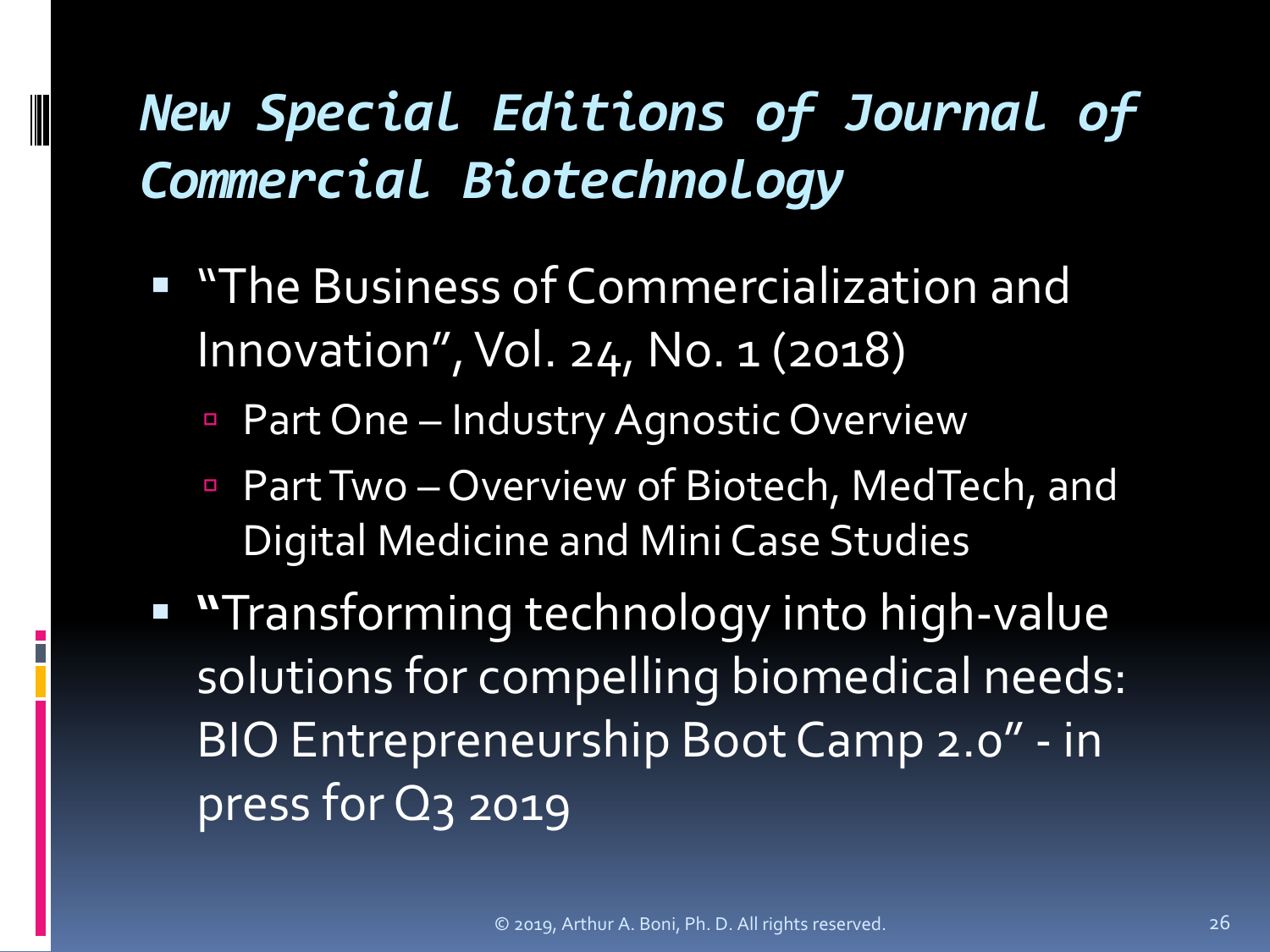# *New Special Editions of Journal of Commercial Biotechnology*

- "The Business of Commercialization and Innovation", Vol. 24, No. 1 (2018)
  - Part One – Industry Agnostic Overview
  - Part Two – Overview of Biotech, MedTech, and Digital Medicine and Mini Case Studies
- **"**Transforming technology into high-value solutions for compelling biomedical needs: BIO Entrepreneurship Boot Camp 2.0" - in press for Q3 2019

© 2019, Arthur A. Boni, Ph. D. All rights reserved.